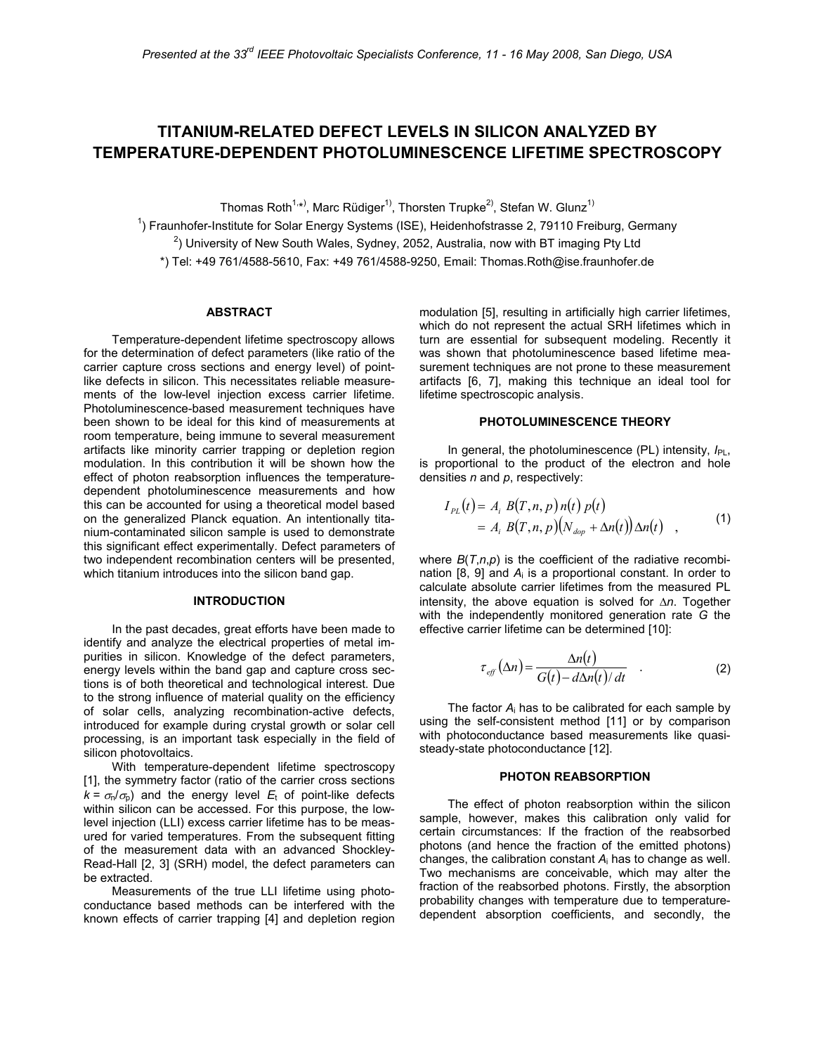# TITANIUM-RELATED DEFECT LEVELS IN SILICON ANALYZED BY TEMPERATURE-DEPENDENT PHOTOLUMINESCENCE LIFETIME SPECTROSCOPY

Thomas Roth[1,*], Marc Rüdiger[1], Thorsten Trupke[2], Stefan W. Glunz[1]

[1] Fraunhofer-Institute for Solar Energy Systems (ISE), Heidenhofstrasse 2, 79110 Freiburg, Germany

[2] University of New South Wales, Sydney, 2052, Australia, now with BT imaging Pty Ltd

*) Tel: +49 761/4588-5610, Fax: +49 761/4588-9250, Email: Thomas.Roth@ise.fraunhofer.de

## ABSTRACT

Temperature-dependent lifetime spectroscopy allows for the determination of defect parameters (like ratio of the carrier capture cross sections and energy level) of point-like defects in silicon. This necessitates reliable measurements of the low-level injection excess carrier lifetime. Photoluminescence-based measurement techniques have been shown to be ideal for this kind of measurements at room temperature, being immune to several measurement artifacts like minority carrier trapping or depletion region modulation. In this contribution it will be shown how the effect of photon reabsorption influences the temperature-dependent photoluminescence measurements and how this can be accounted for using a theoretical model based on the generalized Planck equation. An intentionally titanium-contaminated silicon sample is used to demonstrate this significant effect experimentally. Defect parameters of two independent recombination centers will be presented, which titanium introduces into the silicon band gap.

## INTRODUCTION

In the past decades, great efforts have been made to identify and analyze the electrical properties of metal impurities in silicon. Knowledge of the defect parameters, energy levels within the band gap and capture cross sections is of both theoretical and technological interest. Due to the strong influence of material quality on the efficiency of solar cells, analyzing recombination-active defects, introduced for example during crystal growth or solar cell processing, is an important task especially in the field of silicon photovoltaics.

With temperature-dependent lifetime spectroscopy [1], the symmetry factor (ratio of the carrier cross sections $k = \sigma_n/\sigma_p$) and the energy level $E_t$ of point-like defects within silicon can be accessed. For this purpose, the low-level injection (LLI) excess carrier lifetime has to be measured for varied temperatures. From the subsequent fitting of the measurement data with an advanced Shockley-Read-Hall [2, 3] (SRH) model, the defect parameters can be extracted.

Measurements of the true LLI lifetime using photoconductance based methods can be interfered with the known effects of carrier trapping [4] and depletion region modulation [5], resulting in artificially high carrier lifetimes, which do not represent the actual SRH lifetimes which in turn are essential for subsequent modeling. Recently it was shown that photoluminescence based lifetime measurement techniques are not prone to these measurement artifacts [6, 7], making this technique an ideal tool for lifetime spectroscopic analysis.

## PHOTOLUMINESCENCE THEORY

In general, the photoluminescence (PL) intensity, $I_{PL}$, is proportional to the product of the electron and hole densities $n$ and $p$, respectively:

$$\begin{aligned} I_{PL}(t) &= A_i\, B(T,n,p)\, n(t)\, p(t) \\ &= A_i\, B(T,n,p)\left(N_{dop} + \Delta n(t)\right)\Delta n(t) \end{aligned} \quad , \tag{1}$$

where $B(T,n,p)$ is the coefficient of the radiative recombination [8, 9] and $A_i$ is a proportional constant. In order to calculate absolute carrier lifetimes from the measured PL intensity, the above equation is solved for $\Delta n$. Together with the independently monitored generation rate $G$ the effective carrier lifetime can be determined [10]:

$$\tau_{eff}(\Delta n) = \frac{\Delta n(t)}{G(t) - d\Delta n(t)/dt} \quad . \tag{2}$$

The factor $A_i$ has to be calibrated for each sample by using the self-consistent method [11] or by comparison with photoconductance based measurements like quasi-steady-state photoconductance [12].

## PHOTON REABSORPTION

The effect of photon reabsorption within the silicon sample, however, makes this calibration only valid for certain circumstances: If the fraction of the reabsorbed photons (and hence the fraction of the emitted photons) changes, the calibration constant $A_i$ has to change as well. Two mechanisms are conceivable, which may alter the fraction of the reabsorbed photons. Firstly, the absorption probability changes with temperature due to temperature-dependent absorption coefficients, and secondly, the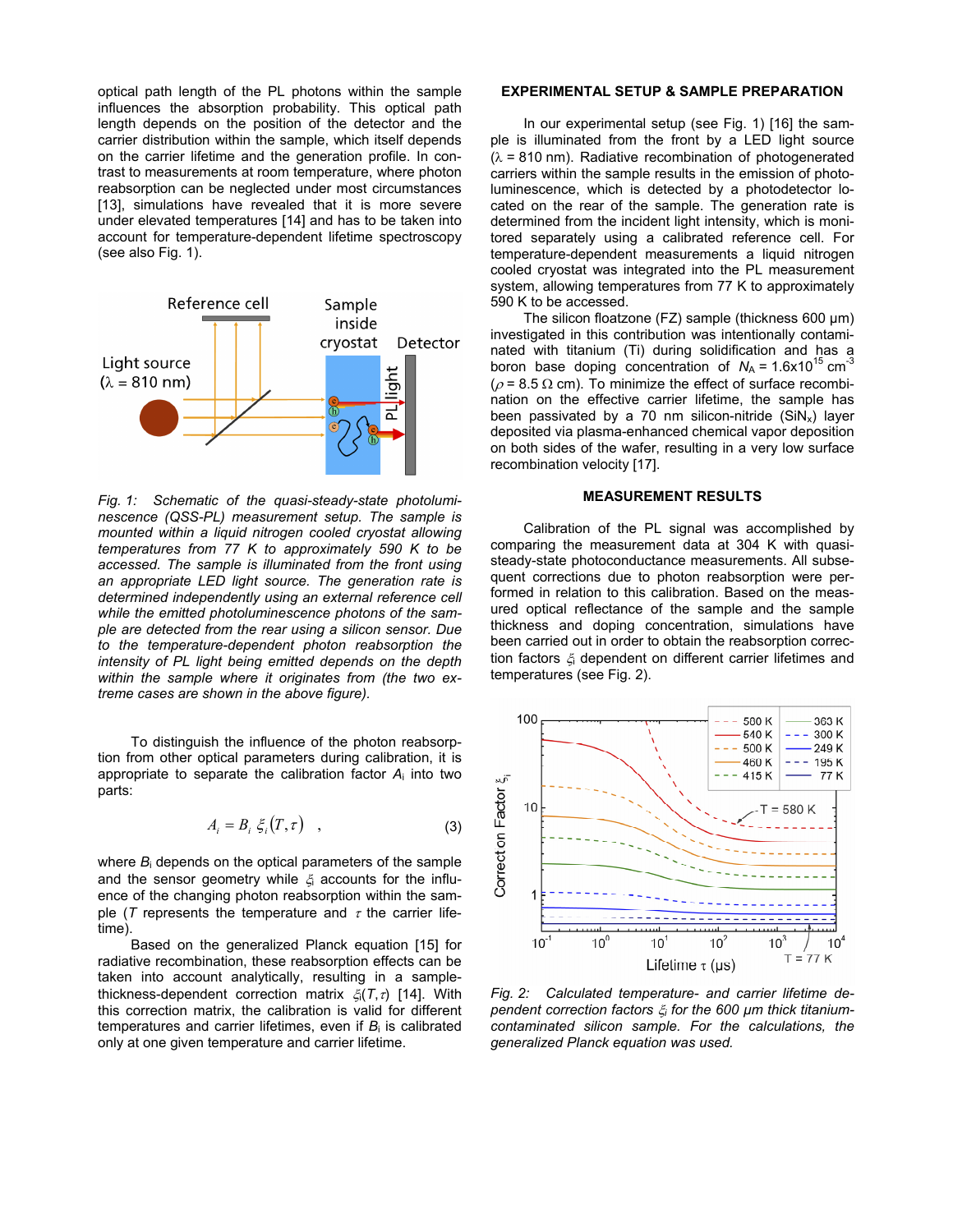optical path length of the PL photons within the sample influences the absorption probability. This optical path length depends on the position of the detector and the carrier distribution within the sample, which itself depends on the carrier lifetime and the generation profile. In contrast to measurements at room temperature, where photon reabsorption can be neglected under most circumstances [13], simulations have revealed that it is more severe under elevated temperatures [14] and has to be taken into account for temperature-dependent lifetime spectroscopy (see also Fig. 1).

*Fig. 1: Schematic of the quasi-steady-state photoluminescence (QSS-PL) measurement setup. The sample is mounted within a liquid nitrogen cooled cryostat allowing temperatures from 77 K to approximately 590 K to be accessed. The sample is illuminated from the front using an appropriate LED light source. The generation rate is determined independently using an external reference cell while the emitted photoluminescence photons of the sample are detected from the rear using a silicon sensor. Due to the temperature-dependent photon reabsorption the intensity of PL light being emitted depends on the depth within the sample where it originates from (the two extreme cases are shown in the above figure).*

To distinguish the influence of the photon reabsorption from other optical parameters during calibration, it is appropriate to separate the calibration factor $A_i$ into two parts:

$$A_i = B_i \, \xi_i(T,\tau) \quad , \tag{3}$$

where $B_i$ depends on the optical parameters of the sample and the sensor geometry while $\xi_i$ accounts for the influence of the changing photon reabsorption within the sample ($T$ represents the temperature and $\tau$ the carrier lifetime).

Based on the generalized Planck equation [15] for radiative recombination, these reabsorption effects can be taken into account analytically, resulting in a sample-thickness-dependent correction matrix $\xi_i(T,\tau)$ [14]. With this correction matrix, the calibration is valid for different temperatures and carrier lifetimes, even if $B_i$ is calibrated only at one given temperature and carrier lifetime.

## EXPERIMENTAL SETUP & SAMPLE PREPARATION

In our experimental setup (see Fig. 1) [16] the sample is illuminated from the front by a LED light source ($\lambda$ = 810 nm). Radiative recombination of photogenerated carriers within the sample results in the emission of photoluminescence, which is detected by a photodetector located on the rear of the sample. The generation rate is determined from the incident light intensity, which is monitored separately using a calibrated reference cell. For temperature-dependent measurements a liquid nitrogen cooled cryostat was integrated into the PL measurement system, allowing temperatures from 77 K to approximately 590 K to be accessed.

The silicon floatzone (FZ) sample (thickness 600 µm) investigated in this contribution was intentionally contaminated with titanium (Ti) during solidification and has a boron base doping concentration of $N_A = 1.6\text{x}10^{15}$ cm$^{-3}$ ($\rho$ = 8.5 $\Omega$ cm). To minimize the effect of surface recombination on the effective carrier lifetime, the sample has been passivated by a 70 nm silicon-nitride ($SiN_x$) layer deposited via plasma-enhanced chemical vapor deposition on both sides of the wafer, resulting in a very low surface recombination velocity [17].

## MEASUREMENT RESULTS

Calibration of the PL signal was accomplished by comparing the measurement data at 304 K with quasi-steady-state photoconductance measurements. All subsequent corrections due to photon reabsorption were performed in relation to this calibration. Based on the measured optical reflectance of the sample and the sample thickness and doping concentration, simulations have been carried out in order to obtain the reabsorption correction factors $\xi_i$ dependent on different carrier lifetimes and temperatures (see Fig. 2).

*Fig. 2: Calculated temperature- and carrier lifetime dependent correction factors $\xi_i$ for the 600 µm thick titanium-contaminated silicon sample. For the calculations, the generalized Planck equation was used.*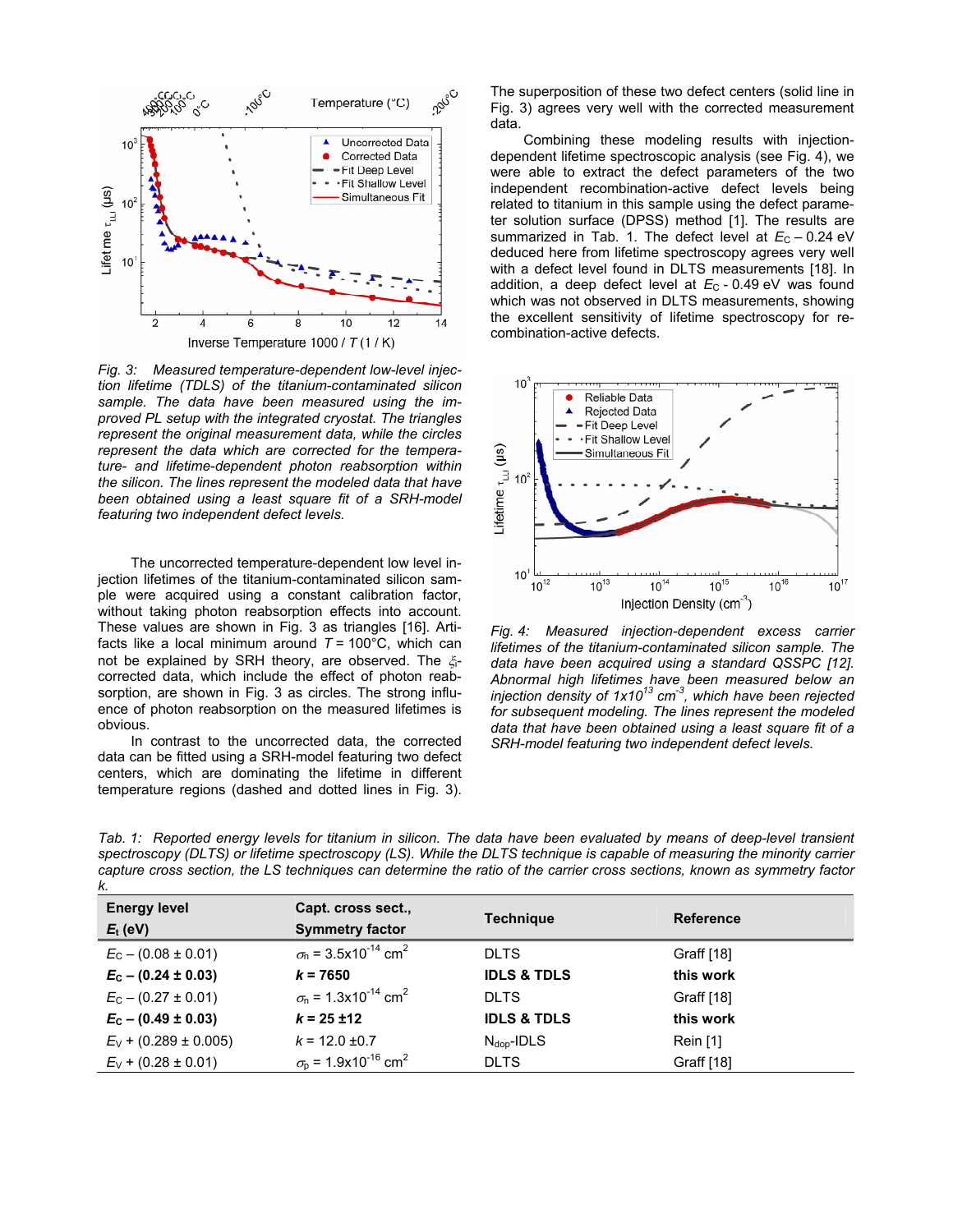*Fig. 3: Measured temperature-dependent low-level injection lifetime (TDLS) of the titanium-contaminated silicon sample. The data have been measured using the improved PL setup with the integrated cryostat. The triangles represent the original measurement data, while the circles represent the data which are corrected for the temperature- and lifetime-dependent photon reabsorption within the silicon. The lines represent the modeled data that have been obtained using a least square fit of a SRH-model featuring two independent defect levels.*

The uncorrected temperature-dependent low level injection lifetimes of the titanium-contaminated silicon sample were acquired using a constant calibration factor, without taking photon reabsorption effects into account. These values are shown in Fig. 3 as triangles [16]. Artifacts like a local minimum around $T = 100°C$, which can not be explained by SRH theory, are observed. The $\xi_i$-corrected data, which include the effect of photon reabsorption, are shown in Fig. 3 as circles. The strong influence of photon reabsorption on the measured lifetimes is obvious.

In contrast to the uncorrected data, the corrected data can be fitted using a SRH-model featuring two defect centers, which are dominating the lifetime in different temperature regions (dashed and dotted lines in Fig. 3). The superposition of these two defect centers (solid line in Fig. 3) agrees very well with the corrected measurement data.

Combining these modeling results with injection-dependent lifetime spectroscopic analysis (see Fig. 4), we were able to extract the defect parameters of the two independent recombination-active defect levels being related to titanium in this sample using the defect parameter solution surface (DPSS) method [1]. The results are summarized in Tab. 1. The defect level at $E_C - 0.24$ eV deduced here from lifetime spectroscopy agrees very well with a defect level found in DLTS measurements [18]. In addition, a deep defect level at $E_C - 0.49$ eV was found which was not observed in DLTS measurements, showing the excellent sensitivity of lifetime spectroscopy for recombination-active defects.

*Fig. 4: Measured injection-dependent excess carrier lifetimes of the titanium-contaminated silicon sample. The data have been acquired using a standard QSSPC [12]. Abnormal high lifetimes have been measured below an injection density of $1x10^{13}$ $cm^{-3}$, which have been rejected for subsequent modeling. The lines represent the modeled data that have been obtained using a least square fit of a SRH-model featuring two independent defect levels.*

*Tab. 1: Reported energy levels for titanium in silicon. The data have been evaluated by means of deep-level transient spectroscopy (DLTS) or lifetime spectroscopy (LS). While the DLTS technique is capable of measuring the minority carrier capture cross section, the LS techniques can determine the ratio of the carrier cross sections, known as symmetry factor k.*

| Energy level $E_t$ (eV) | Capt. cross sect., Symmetry factor | Technique | Reference |
|---|---|---|---|
| $E_C - (0.08 \pm 0.01)$ | $\sigma_n = 3.5x10^{-14}$ $cm^2$ | DLTS | Graff [18] |
| **$E_C - (0.24 \pm 0.03)$** | **$k = 7650$** | **IDLS & TDLS** | **this work** |
| $E_C - (0.27 \pm 0.01)$ | $\sigma_n = 1.3x10^{-14}$ $cm^2$ | DLTS | Graff [18] |
| **$E_C - (0.49 \pm 0.03)$** | **$k = 25 \pm 12$** | **IDLS & TDLS** | **this work** |
| $E_V + (0.289 \pm 0.005)$ | $k = 12.0 \pm 0.7$ | $N_{dop}$-IDLS | Rein [1] |
| $E_V + (0.28 \pm 0.01)$ | $\sigma_p = 1.9x10^{-16}$ $cm^2$ | DLTS | Graff [18] |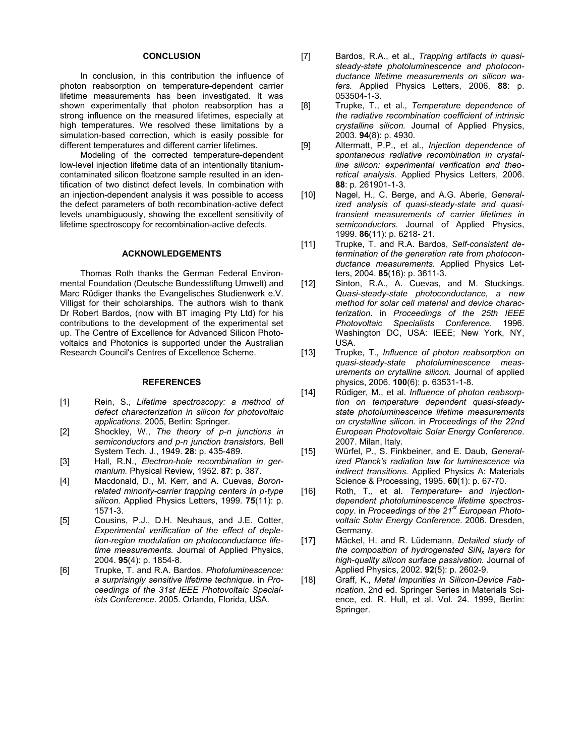## CONCLUSION

In conclusion, in this contribution the influence of photon reabsorption on temperature-dependent carrier lifetime measurements has been investigated. It was shown experimentally that photon reabsorption has a strong influence on the measured lifetimes, especially at high temperatures. We resolved these limitations by a simulation-based correction, which is easily possible for different temperatures and different carrier lifetimes.

Modeling of the corrected temperature-dependent low-level injection lifetime data of an intentionally titanium-contaminated silicon floatzone sample resulted in an identification of two distinct defect levels. In combination with an injection-dependent analysis it was possible to access the defect parameters of both recombination-active defect levels unambiguously, showing the excellent sensitivity of lifetime spectroscopy for recombination-active defects.

## ACKNOWLEDGEMENTS

Thomas Roth thanks the German Federal Environmental Foundation (Deutsche Bundesstiftung Umwelt) and Marc Rüdiger thanks the Evangelisches Studienwerk e.V. Villigst for their scholarships. The authors wish to thank Dr Robert Bardos, (now with BT imaging Pty Ltd) for his contributions to the development of the experimental set up. The Centre of Excellence for Advanced Silicon Photovoltaics and Photonics is supported under the Australian Research Council's Centres of Excellence Scheme.

## REFERENCES

[1] Rein, S., *Lifetime spectroscopy: a method of defect characterization in silicon for photovoltaic applications*. 2005, Berlin: Springer.

[2] Shockley, W., *The theory of p-n junctions in semiconductors and p-n junction transistors.* Bell System Tech. J., 1949. **28**: p. 435-489.

[3] Hall, R.N., *Electron-hole recombination in germanium.* Physical Review, 1952. **87**: p. 387.

[4] Macdonald, D., M. Kerr, and A. Cuevas, *Boron-related minority-carrier trapping centers in p-type silicon.* Applied Physics Letters, 1999. **75**(11): p. 1571-3.

[5] Cousins, P.J., D.H. Neuhaus, and J.E. Cotter, *Experimental verification of the effect of depletion-region modulation on photoconductance lifetime measurements.* Journal of Applied Physics, 2004. **95**(4): p. 1854-8.

[6] Trupke, T. and R.A. Bardos. *Photoluminescence: a surprisingly sensitive lifetime technique*. in *Proceedings of the 31st IEEE Photovoltaic Specialists Conference*. 2005. Orlando, Florida, USA.

[7] Bardos, R.A., et al., *Trapping artifacts in quasi-steady-state photoluminescence and photoconductance lifetime measurements on silicon wafers.* Applied Physics Letters, 2006. **88**: p. 053504-1-3.

[8] Trupke, T., et al., *Temperature dependence of the radiative recombination coefficient of intrinsic crystalline silicon.* Journal of Applied Physics, 2003. **94**(8): p. 4930.

[9] Altermatt, P.P., et al., *Injection dependence of spontaneous radiative recombination in crystalline silicon: experimental verification and theoretical analysis.* Applied Physics Letters, 2006. **88**: p. 261901-1-3.

[10] Nagel, H., C. Berge, and A.G. Aberle, *Generalized analysis of quasi-steady-state and quasi-transient measurements of carrier lifetimes in semiconductors.* Journal of Applied Physics, 1999. **86**(11): p. 6218- 21.

[11] Trupke, T. and R.A. Bardos, *Self-consistent determination of the generation rate from photoconductance measurements.* Applied Physics Letters, 2004. **85**(16): p. 3611-3.

[12] Sinton, R.A., A. Cuevas, and M. Stuckings. *Quasi-steady-state photoconductance, a new method for solar cell material and device characterization*. in *Proceedings of the 25th IEEE Photovoltaic Specialists Conference*. 1996. Washington DC, USA: IEEE; New York, NY, USA.

[13] Trupke, T., *Influence of photon reabsorption on quasi-steady-state photoluminescence measurements on crytalline silicon.* Journal of applied physics, 2006. **100**(6): p. 63531-1-8.

[14] Rüdiger, M., et al. *Influence of photon reabsorption on temperature dependent quasi-steady-state photoluminescence lifetime measurements on crystalline silicon*. in *Proceedings of the 22nd European Photovoltaic Solar Energy Conference.* 2007. Milan, Italy.

[15] Würfel, P., S. Finkbeiner, and E. Daub, *Generalized Planck's radiation law for luminescence via indirect transitions.* Applied Physics A: Materials Science & Processing, 1995. **60**(1): p. 67-70.

[16] Roth, T., et al. *Temperature- and injection-dependent photoluminescence lifetime spectroscopy*. in *Proceedings of the 21st European Photovoltaic Solar Energy Conference*. 2006. Dresden, Germany.

[17] Mäckel, H. and R. Lüdemann, *Detailed study of the composition of hydrogenated $SiN_x$ layers for high-quality silicon surface passivation.* Journal of Applied Physics, 2002. **92**(5): p. 2602-9.

[18] Graff, K., *Metal Impurities in Silicon-Device Fabrication*. 2nd ed. Springer Series in Materials Science, ed. R. Hull, et al. Vol. 24. 1999, Berlin: Springer.